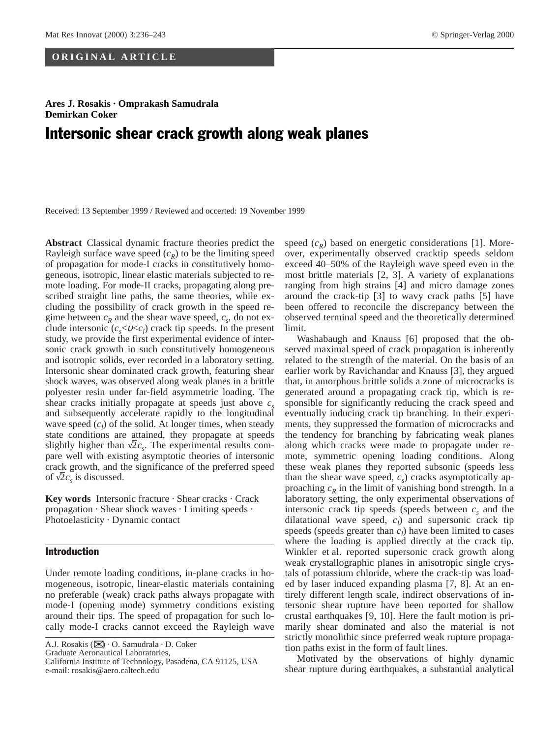**ORIGINAL ARTICLE**

**Ares J. Rosakis · Omprakash Samudrala**
**Demirkan Coker**

# Intersonic shear crack growth along weak planes

Received: 13 September 1999 / Reviewed and occerted: 19 November 1999

**Abstract** Classical dynamic fracture theories predict the Rayleigh surface wave speed ($c_R$) to be the limiting speed of propagation for mode-I cracks in constitutively homogeneous, isotropic, linear elastic materials subjected to remote loading. For mode-II cracks, propagating along prescribed straight line paths, the same theories, while excluding the possibility of crack growth in the speed regime between $c_R$ and the shear wave speed, $c_s$, do not exclude intersonic ($c_s<\upsilon<c_l$) crack tip speeds. In the present study, we provide the first experimental evidence of intersonic crack growth in such constitutively homogeneous and isotropic solids, ever recorded in a laboratory setting. Intersonic shear dominated crack growth, featuring shear shock waves, was observed along weak planes in a brittle polyester resin under far-field asymmetric loading. The shear cracks initially propagate at speeds just above $c_s$ and subsequently accelerate rapidly to the longitudinal wave speed ($c_l$) of the solid. At longer times, when steady state conditions are attained, they propagate at speeds slightly higher than $\sqrt{2}c_s$. The experimental results compare well with existing asymptotic theories of intersonic crack growth, and the significance of the preferred speed of $\sqrt{2}c_s$ is discussed.

**Key words** Intersonic fracture · Shear cracks · Crack propagation · Shear shock waves · Limiting speeds · Photoelasticity · Dynamic contact

## Introduction

Under remote loading conditions, in-plane cracks in homogeneous, isotropic, linear-elastic materials containing no preferable (weak) crack paths always propagate with mode-I (opening mode) symmetry conditions existing around their tips. The speed of propagation for such locally mode-I cracks cannot exceed the Rayleigh wave speed ($c_R$) based on energetic considerations [1]. Moreover, experimentally observed cracktip speeds seldom exceed 40–50% of the Rayleigh wave speed even in the most brittle materials [2, 3]. A variety of explanations ranging from high strains [4] and micro damage zones around the crack-tip [3] to wavy crack paths [5] have been offered to reconcile the discrepancy between the observed terminal speed and the theoretically determined limit.

Washabaugh and Knauss [6] proposed that the observed maximal speed of crack propagation is inherently related to the strength of the material. On the basis of an earlier work by Ravichandar and Knauss [3], they argued that, in amorphous brittle solids a zone of microcracks is generated around a propagating crack tip, which is responsible for significantly reducing the crack speed and eventually inducing crack tip branching. In their experiments, they suppressed the formation of microcracks and the tendency for branching by fabricating weak planes along which cracks were made to propagate under remote, symmetric opening loading conditions. Along these weak planes they reported subsonic (speeds less than the shear wave speed, $c_s$) cracks asymptotically approaching $c_R$ in the limit of vanishing bond strength. In a laboratory setting, the only experimental observations of intersonic crack tip speeds (speeds between $c_s$ and the dilatational wave speed, $c_l$) and supersonic crack tip speeds (speeds greater than $c_l$) have been limited to cases where the loading is applied directly at the crack tip. Winkler et al. reported supersonic crack growth along weak crystallographic planes in anisotropic single crystals of potassium chloride, where the crack-tip was loaded by laser induced expanding plasma [7, 8]. At an entirely different length scale, indirect observations of intersonic shear rupture have been reported for shallow crustal earthquakes [9, 10]. Here the fault motion is primarily shear dominated and also the material is not strictly monolithic since preferred weak rupture propagation paths exist in the form of fault lines.

Motivated by the observations of highly dynamic shear rupture during earthquakes, a substantial analytical

A.J. Rosakis (✉) · O. Samudrala · D. Coker
Graduate Aeronautical Laboratories,
California Institute of Technology, Pasadena, CA 91125, USA
e-mail: rosakis@aero.caltech.edu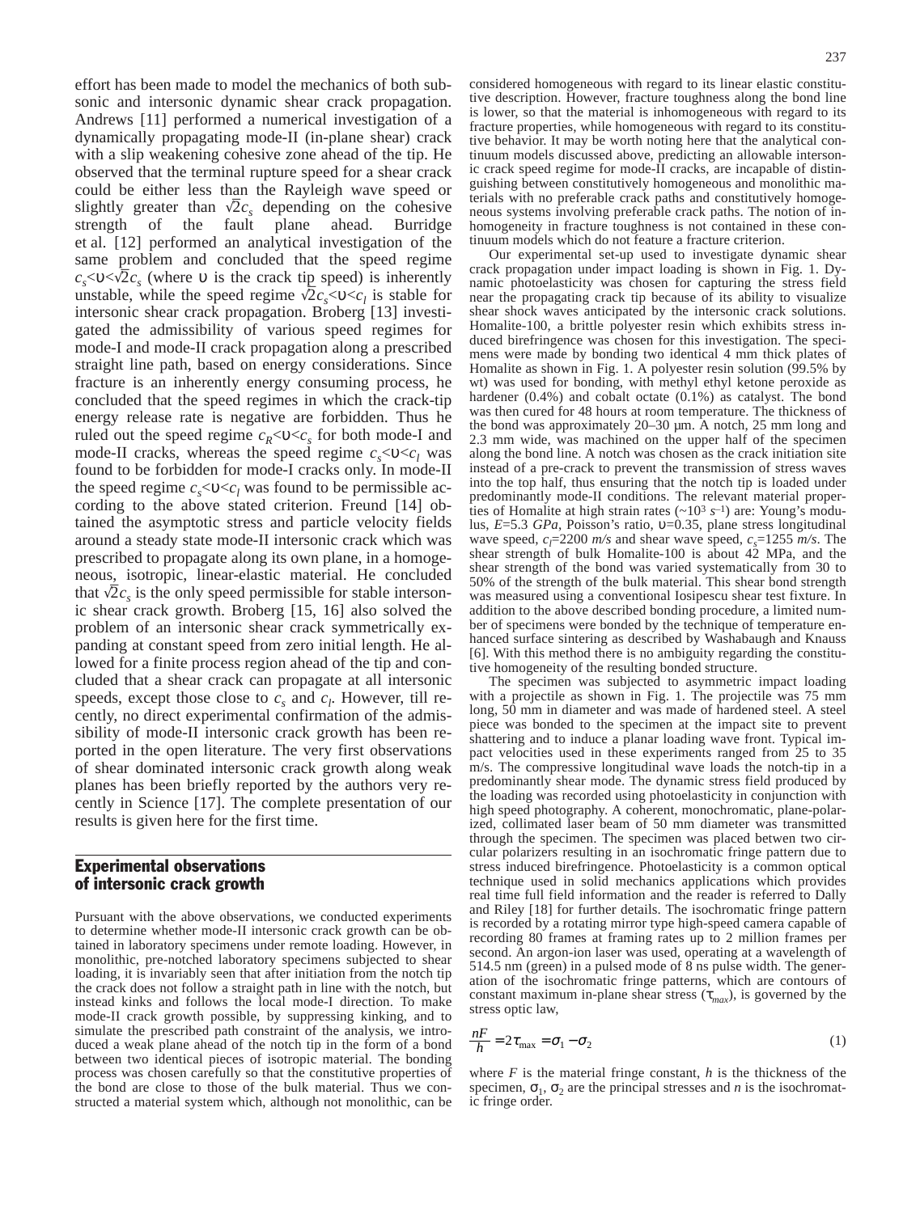effort has been made to model the mechanics of both subsonic and intersonic dynamic shear crack propagation. Andrews [11] performed a numerical investigation of a dynamically propagating mode-II (in-plane shear) crack with a slip weakening cohesive zone ahead of the tip. He observed that the terminal rupture speed for a shear crack could be either less than the Rayleigh wave speed or slightly greater than $\sqrt{2}c_s$ depending on the cohesive strength of the fault plane ahead. Burridge et al. [12] performed an analytical investigation of the same problem and concluded that the speed regime $c_s<\upsilon<\sqrt{2}c_s$ (where $\upsilon$ is the crack tip speed) is inherently unstable, while the speed regime $\sqrt{2}c_s<\upsilon<c_l$ is stable for intersonic shear crack propagation. Broberg [13] investigated the admissibility of various speed regimes for mode-I and mode-II crack propagation along a prescribed straight line path, based on energy considerations. Since fracture is an inherently energy consuming process, he concluded that the speed regimes in which the crack-tip energy release rate is negative are forbidden. Thus he ruled out the speed regime $c_R<\upsilon<c_s$ for both mode-I and mode-II cracks, whereas the speed regime $c_s<\upsilon<c_l$ was found to be forbidden for mode-I cracks only. In mode-II the speed regime $c_s<\upsilon<c_l$ was found to be permissible according to the above stated criterion. Freund [14] obtained the asymptotic stress and particle velocity fields around a steady state mode-II intersonic crack which was prescribed to propagate along its own plane, in a homogeneous, isotropic, linear-elastic material. He concluded that $\sqrt{2}c_s$ is the only speed permissible for stable intersonic shear crack growth. Broberg [15, 16] also solved the problem of an intersonic shear crack symmetrically expanding at constant speed from zero initial length. He allowed for a finite process region ahead of the tip and concluded that a shear crack can propagate at all intersonic speeds, except those close to $c_s$ and $c_l$. However, till recently, no direct experimental confirmation of the admissibility of mode-II intersonic crack growth has been reported in the open literature. The very first observations of shear dominated intersonic crack growth along weak planes has been briefly reported by the authors very recently in Science [17]. The complete presentation of our results is given here for the first time.

## Experimental observations of intersonic crack growth

Pursuant with the above observations, we conducted experiments to determine whether mode-II intersonic crack growth can be obtained in laboratory specimens under remote loading. However, in monolithic, pre-notched laboratory specimens subjected to shear loading, it is invariably seen that after initiation from the notch tip the crack does not follow a straight path in line with the notch, but instead kinks and follows the local mode-I direction. To make mode-II crack growth possible, by suppressing kinking, and to simulate the prescribed path constraint of the analysis, we introduced a weak plane ahead of the notch tip in the form of a bond between two identical pieces of isotropic material. The bonding process was chosen carefully so that the constitutive properties of the bond are close to those of the bulk material. Thus we constructed a material system which, although not monolithic, can be considered homogeneous with regard to its linear elastic constitutive description. However, fracture toughness along the bond line is lower, so that the material is inhomogeneous with regard to its fracture properties, while homogeneous with regard to its constitutive behavior. It may be worth noting here that the analytical continuum models discussed above, predicting an allowable intersonic crack speed regime for mode-II cracks, are incapable of distinguishing between constitutively homogeneous and monolithic materials with no preferable crack paths and constitutively homogeneous systems involving preferable crack paths. The notion of inhomogeneity in fracture toughness is not contained in these continuum models which do not feature a fracture criterion.

Our experimental set-up used to investigate dynamic shear crack propagation under impact loading is shown in Fig. 1. Dynamic photoelasticity was chosen for capturing the stress field near the propagating crack tip because of its ability to visualize shear shock waves anticipated by the intersonic crack solutions. Homalite-100, a brittle polyester resin which exhibits stress induced birefringence was chosen for this investigation. The specimens were made by bonding two identical 4 mm thick plates of Homalite as shown in Fig. 1. A polyester resin solution (99.5% by wt) was used for bonding, with methyl ethyl ketone peroxide as hardener (0.4%) and cobalt octate (0.1%) as catalyst. The bond was then cured for 48 hours at room temperature. The thickness of the bond was approximately 20–30 μm. A notch, 25 mm long and 2.3 mm wide, was machined on the upper half of the specimen along the bond line. A notch was chosen as the crack initiation site instead of a pre-crack to prevent the transmission of stress waves into the top half, thus ensuring that the notch tip is loaded under predominantly mode-II conditions. The relevant material properties of Homalite at high strain rates (~$10^3$ $s^{-1}$) are: Young's modulus, $E$=5.3 *GPa*, Poisson's ratio, $\upsilon$=0.35, plane stress longitudinal wave speed, $c_l$=2200 *m/s* and shear wave speed, $c_s$=1255 *m/s*. The shear strength of bulk Homalite-100 is about 42 MPa, and the shear strength of the bond was varied systematically from 30 to 50% of the strength of the bulk material. This shear bond strength was measured using a conventional Iosipescu shear test fixture. In addition to the above described bonding procedure, a limited number of specimens were bonded by the technique of temperature enhanced surface sintering as described by Washabaugh and Knauss [6]. With this method there is no ambiguity regarding the constitutive homogeneity of the resulting bonded structure.

The specimen was subjected to asymmetric impact loading with a projectile as shown in Fig. 1. The projectile was 75 mm long, 50 mm in diameter and was made of hardened steel. A steel piece was bonded to the specimen at the impact site to prevent shattering and to induce a planar loading wave front. Typical impact velocities used in these experiments ranged from 25 to 35 m/s. The compressive longitudinal wave loads the notch-tip in a predominantly shear mode. The dynamic stress field produced by the loading was recorded using photoelasticity in conjunction with high speed photography. A coherent, monochromatic, plane-polarized, collimated laser beam of 50 mm diameter was transmitted through the specimen. The specimen was placed betwen two circular polarizers resulting in an isochromatic fringe pattern due to stress induced birefringence. Photoelasticity is a common optical technique used in solid mechanics applications which provides real time full field information and the reader is referred to Dally and Riley [18] for further details. The isochromatic fringe pattern is recorded by a rotating mirror type high-speed camera capable of recording 80 frames at framing rates up to 2 million frames per second. An argon-ion laser was used, operating at a wavelength of 514.5 nm (green) in a pulsed mode of 8 ns pulse width. The generation of the isochromatic fringe patterns, which are contours of constant maximum in-plane shear stress ($\tau_{max}$), is governed by the stress optic law,

$$\frac{nF}{h} = 2\tau_{\max} = \sigma_1 - \sigma_2 \tag{1}$$

where $F$ is the material fringe constant, $h$ is the thickness of the specimen, $\sigma_1$, $\sigma_2$ are the principal stresses and $n$ is the isochromatic fringe order.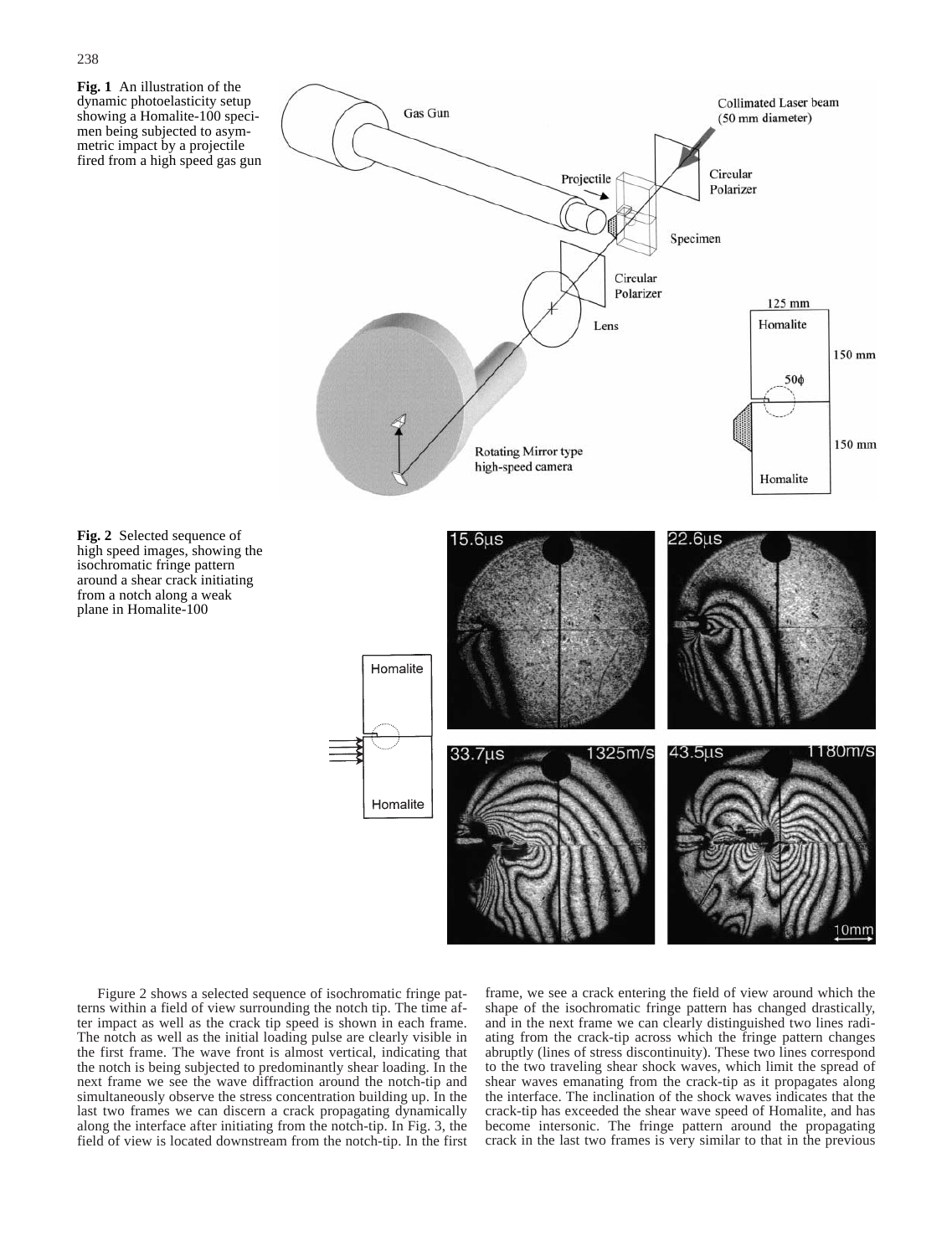**Fig. 1** An illustration of the dynamic photoelasticity setup showing a Homalite-100 specimen being subjected to asymmetric impact by a projectile fired from a high speed gas gun

**Fig. 2** Selected sequence of high speed images, showing the isochromatic fringe pattern around a shear crack initiating from a notch along a weak plane in Homalite-100

Figure 2 shows a selected sequence of isochromatic fringe patterns within a field of view surrounding the notch tip. The time after impact as well as the crack tip speed is shown in each frame. The notch as well as the initial loading pulse are clearly visible in the first frame. The wave front is almost vertical, indicating that the notch is being subjected to predominantly shear loading. In the next frame we see the wave diffraction around the notch-tip and simultaneously observe the stress concentration building up. In the last two frames we can discern a crack propagating dynamically along the interface after initiating from the notch-tip. In Fig. 3, the field of view is located downstream from the notch-tip. In the first frame, we see a crack entering the field of view around which the shape of the isochromatic fringe pattern has changed drastically, and in the next frame we can clearly distinguished two lines radiating from the crack-tip across which the fringe pattern changes abruptly (lines of stress discontinuity). These two lines correspond to the two traveling shear shock waves, which limit the spread of shear waves emanating from the crack-tip as it propagates along the interface. The inclination of the shock waves indicates that the crack-tip has exceeded the shear wave speed of Homalite, and has become intersonic. The fringe pattern around the propagating crack in the last two frames is very similar to that in the previous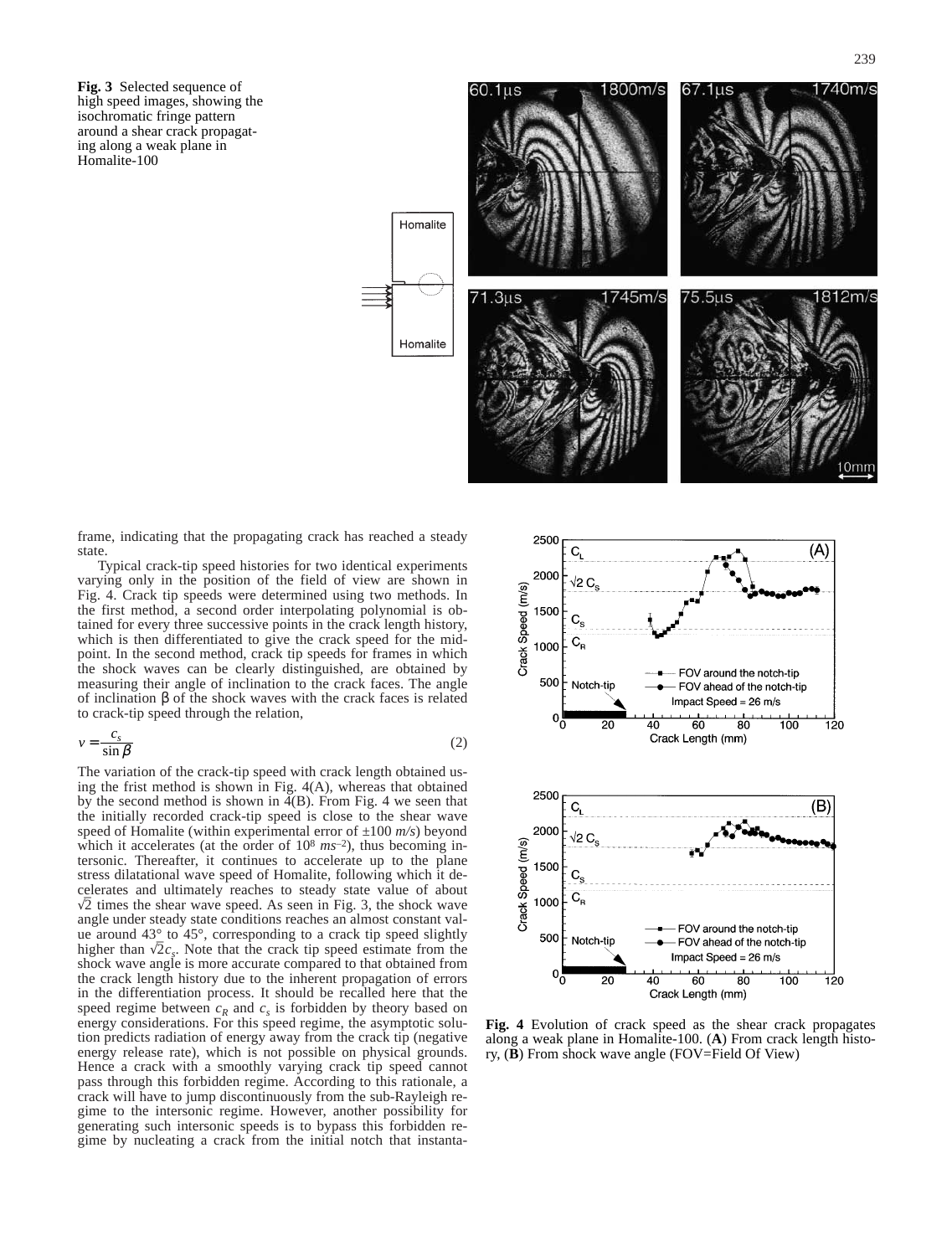**Fig. 3** Selected sequence of high speed images, showing the isochromatic fringe pattern around a shear crack propagating along a weak plane in Homalite-100

frame, indicating that the propagating crack has reached a steady state.

Typical crack-tip speed histories for two identical experiments varying only in the position of the field of view are shown in Fig. 4. Crack tip speeds were determined using two methods. In the first method, a second order interpolating polynomial is obtained for every three successive points in the crack length history, which is then differentiated to give the crack speed for the midpoint. In the second method, crack tip speeds for frames in which the shock waves can be clearly distinguished, are obtained by measuring their angle of inclination to the crack faces. The angle of inclination β of the shock waves with the crack faces is related to crack-tip speed through the relation,

$$v = \frac{c_s}{\sin \beta} \tag{2}$$

The variation of the crack-tip speed with crack length obtained using the frist method is shown in Fig. 4(A), whereas that obtained by the second method is shown in 4(B). From Fig. 4 we seen that the initially recorded crack-tip speed is close to the shear wave speed of Homalite (within experimental error of ±100 *m/s*) beyond which it accelerates (at the order of $10^8$ $ms^{-2}$), thus becoming intersonic. Thereafter, it continues to accelerate up to the plane stress dilatational wave speed of Homalite, following which it decelerates and ultimately reaches to steady state value of about $\sqrt{2}$ times the shear wave speed. As seen in Fig. 3, the shock wave angle under steady state conditions reaches an almost constant value around 43° to 45°, corresponding to a crack tip speed slightly higher than $\sqrt{2}c_s$. Note that the crack tip speed estimate from the shock wave angle is more accurate compared to that obtained from the crack length history due to the inherent propagation of errors in the differentiation process. It should be recalled here that the speed regime between $c_R$ and $c_s$ is forbidden by theory based on energy considerations. For this speed regime, the asymptotic solution predicts radiation of energy away from the crack tip (negative energy release rate), which is not possible on physical grounds. Hence a crack with a smoothly varying crack tip speed cannot pass through this forbidden regime. According to this rationale, a crack will have to jump discontinuously from the sub-Rayleigh regime to the intersonic regime. However, another possibility for generating such intersonic speeds is to bypass this forbidden regime by nucleating a crack from the initial notch that instanta-

**Fig. 4** Evolution of crack speed as the shear crack propagates along a weak plane in Homalite-100. (**A**) From crack length history, (**B**) From shock wave angle (FOV=Field Of View)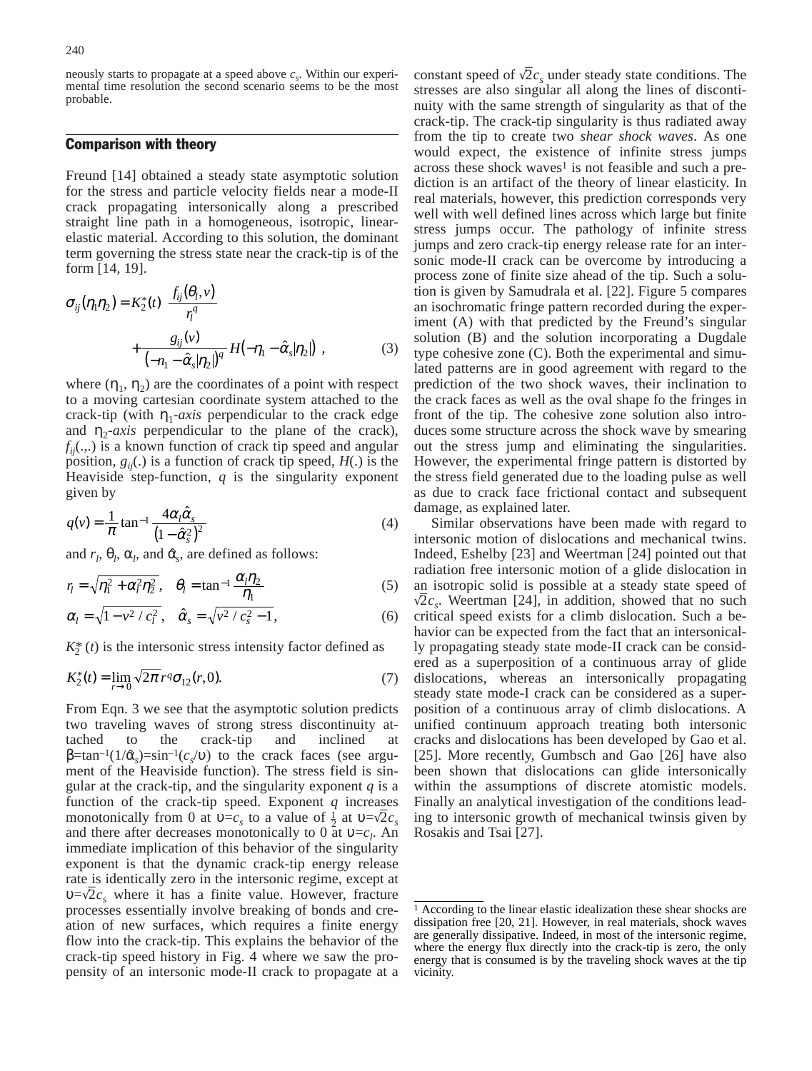neously starts to propagate at a speed above $c_s$. Within our experimental time resolution the second scenario seems to be the most probable.

## Comparison with theory

Freund [14] obtained a steady state asymptotic solution for the stress and particle velocity fields near a mode-II crack propagating intersonically along a prescribed straight line path in a homogeneous, isotropic, linear-elastic material. According to this solution, the dominant term governing the stress state near the crack-tip is of the form [14, 19].

$$\sigma_{ij}(\eta_1 \eta_2) = K_2^*(t) \frac{f_{ij}(\theta_l, v)}{r_l^q} + \frac{g_{ij}(v)}{\left(-\eta_1 - \hat{\alpha}_s |\eta_2|\right)^q} H\left(-\eta_1 - \hat{\alpha}_s |\eta_2|\right) , \tag{3}$$

where ($\eta_1$, $\eta_2$) are the coordinates of a point with respect to a moving cartesian coordinate system attached to the crack-tip (with $\eta_1$-*axis* perpendicular to the crack edge and $\eta_2$-*axis* perpendicular to the plane of the crack), $f_{ij}(.,.)$ is a known function of crack tip speed and angular position, $g_{ij}(.)$ is a function of crack tip speed, $H(.)$ is the Heaviside step-function, $q$ is the singularity exponent given by

$$q(v) = \frac{1}{\pi} \tan^{-1} \frac{4\alpha_l \hat{\alpha}_s}{\left(1 - \hat{\alpha}_s^2\right)^2} \tag{4}$$

and $r_l$, $\theta_l$, $\alpha_l$, and $\hat{\alpha}_s$, are defined as follows:

$$r_l = \sqrt{\eta_1^2 + \alpha_l^2 \eta_2^2}, \quad \theta_l = \tan^{-1} \frac{\alpha_l \eta_2}{\eta_1} \tag{5}$$

$$\alpha_l = \sqrt{1 - v^2 / c_l^2}, \quad \hat{\alpha}_s = \sqrt{v^2 / c_s^2 - 1}, \tag{6}$$

$K_2^*(t)$ is the intersonic stress intensity factor defined as

$$K_2^*(t) = \lim_{r \to 0} \sqrt{2\pi} r^q \sigma_{12}(r, 0). \tag{7}$$

From Eqn. 3 we see that the asymptotic solution predicts two traveling waves of strong stress discontinuity attached to the crack-tip and inclined at $\beta = \tan^{-1}(1/\hat{\alpha}_s) = \sin^{-1}(c_s/\upsilon)$ to the crack faces (see argument of the Heaviside function). The stress field is singular at the crack-tip, and the singularity exponent $q$ is a function of the crack-tip speed. Exponent $q$ increases monotonically from 0 at $\upsilon = c_s$ to a value of $\frac{1}{2}$ at $\upsilon = \sqrt{2} c_s$ and there after decreases monotonically to 0 at $\upsilon = c_l$. An immediate implication of this behavior of the singularity exponent is that the dynamic crack-tip energy release rate is identically zero in the intersonic regime, except at $\upsilon = \sqrt{2} c_s$ where it has a finite value. However, fracture processes essentially involve breaking of bonds and creation of new surfaces, which requires a finite energy flow into the crack-tip. This explains the behavior of the crack-tip speed history in Fig. 4 where we saw the propensity of an intersonic mode-II crack to propagate at a constant speed of $\sqrt{2} c_s$ under steady state conditions. The stresses are also singular all along the lines of discontinuity with the same strength of singularity as that of the crack-tip. The crack-tip singularity is thus radiated away from the tip to create two *shear shock waves*. As one would expect, the existence of infinite stress jumps across these shock waves[1] is not feasible and such a prediction is an artifact of the theory of linear elasticity. In real materials, however, this prediction corresponds very well with well defined lines across which large but finite stress jumps occur. The pathology of infinite stress jumps and zero crack-tip energy release rate for an intersonic mode-II crack can be overcome by introducing a process zone of finite size ahead of the tip. Such a solution is given by Samudrala et al. [22]. Figure 5 compares an isochromatic fringe pattern recorded during the experiment (A) with that predicted by the Freund's singular solution (B) and the solution incorporating a Dugdale type cohesive zone (C). Both the experimental and simulated patterns are in good agreement with regard to the prediction of the two shock waves, their inclination to the crack faces as well as the oval shape fo the fringes in front of the tip. The cohesive zone solution also introduces some structure across the shock wave by smearing out the stress jump and eliminating the singularities. However, the experimental fringe pattern is distorted by the stress field generated due to the loading pulse as well as due to crack face frictional contact and subsequent damage, as explained later.

Similar observations have been made with regard to intersonic motion of dislocations and mechanical twins. Indeed, Eshelby [23] and Weertman [24] pointed out that radiation free intersonic motion of a glide dislocation in an isotropic solid is possible at a steady state speed of $\sqrt{2} c_s$. Weertman [24], in addition, showed that no such critical speed exists for a climb dislocation. Such a behavior can be expected from the fact that an intersonically propagating steady state mode-II crack can be considered as a superposition of a continuous array of glide dislocations, whereas an intersonically propagating steady state mode-I crack can be considered as a superposition of a continuous array of climb dislocations. A unified continuum approach treating both intersonic cracks and dislocations has been developed by Gao et al. [25]. More recently, Gumbsch and Gao [26] have also been shown that dislocations can glide intersonically within the assumptions of discrete atomistic models. Finally an analytical investigation of the conditions leading to intersonic growth of mechanical twinsis given by Rosakis and Tsai [27].

---

[1] According to the linear elastic idealization these shear shocks are dissipation free [20, 21]. However, in real materials, shock waves are generally dissipative. Indeed, in most of the intersonic regime, where the energy flux directly into the crack-tip is zero, the only energy that is consumed is by the traveling shock waves at the tip vicinity.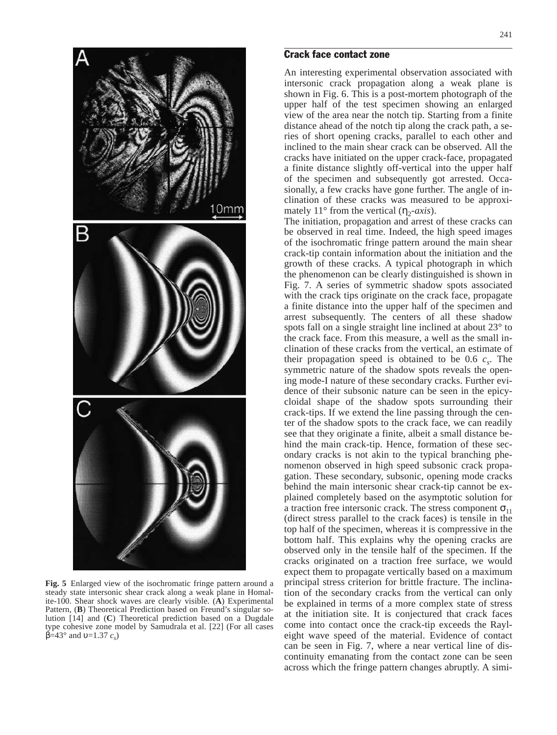**Fig. 5** Enlarged view of the isochromatic fringe pattern around a steady state intersonic shear crack along a weak plane in Homalite-100. Shear shock waves are clearly visible. (**A**) Experimental Pattern, (**B**) Theoretical Prediction based on Freund's singular solution [14] and (**C**) Theoretical prediction based on a Dugdale type cohesive zone model by Samudrala et al. [22] (For all cases $\beta$=43° and $\upsilon$=1.37 $c_s$)

## Crack face contact zone

An interesting experimental observation associated with intersonic crack propagation along a weak plane is shown in Fig. 6. This is a post-mortem photograph of the upper half of the test specimen showing an enlarged view of the area near the notch tip. Starting from a finite distance ahead of the notch tip along the crack path, a series of short opening cracks, parallel to each other and inclined to the main shear crack can be observed. All the cracks have initiated on the upper crack-face, propagated a finite distance slightly off-vertical into the upper half of the specimen and subsequently got arrested. Occasionally, a few cracks have gone further. The angle of inclination of these cracks was measured to be approximately 11° from the vertical ($\eta_2$-*axis*).

The initiation, propagation and arrest of these cracks can be observed in real time. Indeed, the high speed images of the isochromatic fringe pattern around the main shear crack-tip contain information about the initiation and the growth of these cracks. A typical photograph in which the phenomenon can be clearly distinguished is shown in Fig. 7. A series of symmetric shadow spots associated with the crack tips originate on the crack face, propagate a finite distance into the upper half of the specimen and arrest subsequently. The centers of all these shadow spots fall on a single straight line inclined at about 23° to the crack face. From this measure, a well as the small inclination of these cracks from the vertical, an estimate of their propagation speed is obtained to be 0.6 $c_s$. The symmetric nature of the shadow spots reveals the opening mode-I nature of these secondary cracks. Further evidence of their subsonic nature can be seen in the epicycloidal shape of the shadow spots surrounding their crack-tips. If we extend the line passing through the center of the shadow spots to the crack face, we can readily see that they originate a finite, albeit a small distance behind the main crack-tip. Hence, formation of these secondary cracks is not akin to the typical branching phenomenon observed in high speed subsonic crack propagation. These secondary, subsonic, opening mode cracks behind the main intersonic shear crack-tip cannot be explained completely based on the asymptotic solution for a traction free intersonic crack. The stress component $\sigma_{11}$ (direct stress parallel to the crack faces) is tensile in the top half of the specimen, whereas it is compressive in the bottom half. This explains why the opening cracks are observed only in the tensile half of the specimen. If the cracks originated on a traction free surface, we would expect them to propagate vertically based on a maximum principal stress criterion for brittle fracture. The inclination of the secondary cracks from the vertical can only be explained in terms of a more complex state of stress at the initiation site. It is conjectured that crack faces come into contact once the crack-tip exceeds the Rayleight wave speed of the material. Evidence of contact can be seen in Fig. 7, where a near vertical line of discontinuity emanating from the contact zone can be seen across which the fringe pattern changes abruptly. A simi-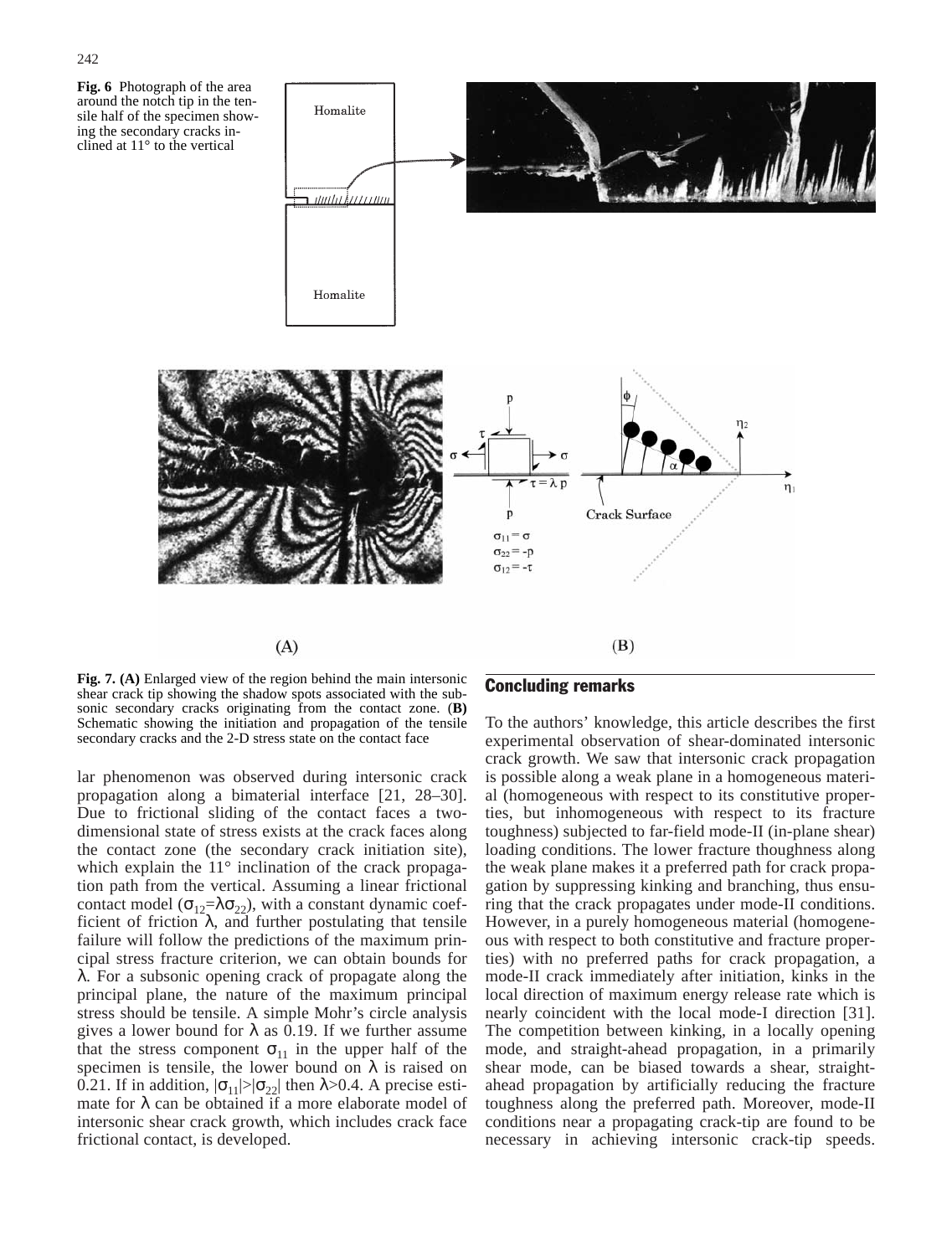**Fig. 6** Photograph of the area around the notch tip in the tensile half of the specimen showing the secondary cracks inclined at 11° to the vertical

**Fig. 7. (A)** Enlarged view of the region behind the main intersonic shear crack tip showing the shadow spots associated with the subsonic secondary cracks originating from the contact zone. **(B)** Schematic showing the initiation and propagation of the tensile secondary cracks and the 2-D stress state on the contact face

lar phenomenon was observed during intersonic crack propagation along a bimaterial interface [21, 28–30]. Due to frictional sliding of the contact faces a two-dimensional state of stress exists at the crack faces along the contact zone (the secondary crack initiation site), which explain the 11° inclination of the crack propagation path from the vertical. Assuming a linear frictional contact model ($\sigma_{12}=\lambda\sigma_{22}$), with a constant dynamic coefficient of friction $\lambda$, and further postulating that tensile failure will follow the predictions of the maximum principal stress fracture criterion, we can obtain bounds for $\lambda$. For a subsonic opening crack of propagate along the principal plane, the nature of the maximum principal stress should be tensile. A simple Mohr's circle analysis gives a lower bound for $\lambda$ as 0.19. If we further assume that the stress component $\sigma_{11}$ in the upper half of the specimen is tensile, the lower bound on $\lambda$ is raised on 0.21. If in addition, $|\sigma_{11}|>|\sigma_{22}|$ then $\lambda>0.4$. A precise estimate for $\lambda$ can be obtained if a more elaborate model of intersonic shear crack growth, which includes crack face frictional contact, is developed.

## Concluding remarks

To the authors' knowledge, this article describes the first experimental observation of shear-dominated intersonic crack growth. We saw that intersonic crack propagation is possible along a weak plane in a homogeneous material (homogeneous with respect to its constitutive properties, but inhomogeneous with respect to its fracture toughness) subjected to far-field mode-II (in-plane shear) loading conditions. The lower fracture thoughness along the weak plane makes it a preferred path for crack propagation by suppressing kinking and branching, thus ensuring that the crack propagates under mode-II conditions. However, in a purely homogeneous material (homogeneous with respect to both constitutive and fracture properties) with no preferred paths for crack propagation, a mode-II crack immediately after initiation, kinks in the local direction of maximum energy release rate which is nearly coincident with the local mode-I direction [31]. The competition between kinking, in a locally opening mode, and straight-ahead propagation, in a primarily shear mode, can be biased towards a shear, straight-ahead propagation by artificially reducing the fracture toughness along the preferred path. Moreover, mode-II conditions near a propagating crack-tip are found to be necessary in achieving intersonic crack-tip speeds.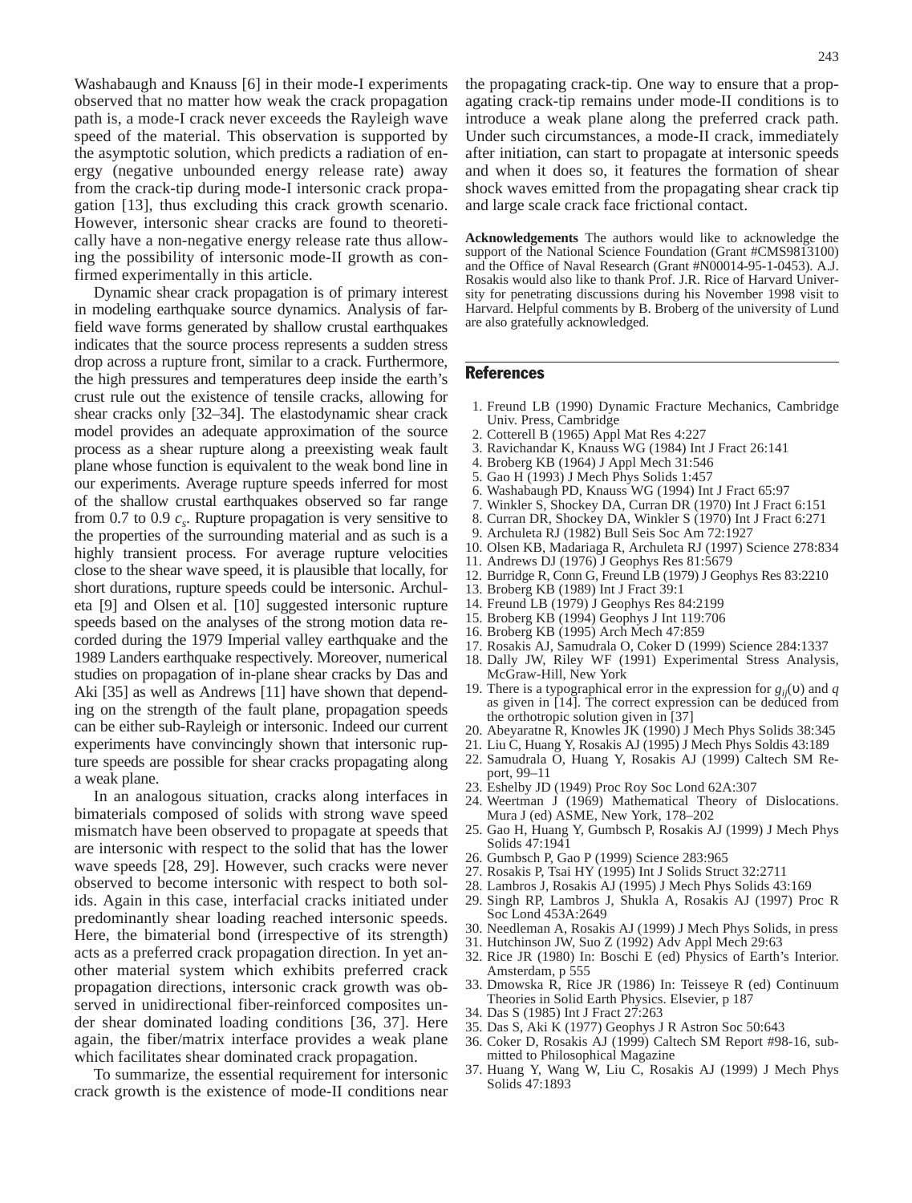Washabaugh and Knauss [6] in their mode-I experiments observed that no matter how weak the crack propagation path is, a mode-I crack never exceeds the Rayleigh wave speed of the material. This observation is supported by the asymptotic solution, which predicts a radiation of energy (negative unbounded energy release rate) away from the crack-tip during mode-I intersonic crack propagation [13], thus excluding this crack growth scenario. However, intersonic shear cracks are found to theoretically have a non-negative energy release rate thus allowing the possibility of intersonic mode-II growth as confirmed experimentally in this article.

Dynamic shear crack propagation is of primary interest in modeling earthquake source dynamics. Analysis of far-field wave forms generated by shallow crustal earthquakes indicates that the source process represents a sudden stress drop across a rupture front, similar to a crack. Furthermore, the high pressures and temperatures deep inside the earth's crust rule out the existence of tensile cracks, allowing for shear cracks only [32–34]. The elastodynamic shear crack model provides an adequate approximation of the source process as a shear rupture along a preexisting weak fault plane whose function is equivalent to the weak bond line in our experiments. Average rupture speeds inferred for most of the shallow crustal earthquakes observed so far range from 0.7 to 0.9 $c_s$. Rupture propagation is very sensitive to the properties of the surrounding material and as such is a highly transient process. For average rupture velocities close to the shear wave speed, it is plausible that locally, for short durations, rupture speeds could be intersonic. Archuleta [9] and Olsen et al. [10] suggested intersonic rupture speeds based on the analyses of the strong motion data recorded during the 1979 Imperial valley earthquake and the 1989 Landers earthquake respectively. Moreover, numerical studies on propagation of in-plane shear cracks by Das and Aki [35] as well as Andrews [11] have shown that depending on the strength of the fault plane, propagation speeds can be either sub-Rayleigh or intersonic. Indeed our current experiments have convincingly shown that intersonic rupture speeds are possible for shear cracks propagating along a weak plane.

In an analogous situation, cracks along interfaces in bimaterials composed of solids with strong wave speed mismatch have been observed to propagate at speeds that are intersonic with respect to the solid that has the lower wave speeds [28, 29]. However, such cracks were never observed to become intersonic with respect to both solids. Again in this case, interfacial cracks initiated under predominantly shear loading reached intersonic speeds. Here, the bimaterial bond (irrespective of its strength) acts as a preferred crack propagation direction. In yet another material system which exhibits preferred crack propagation directions, intersonic crack growth was observed in unidirectional fiber-reinforced composites under shear dominated loading conditions [36, 37]. Here again, the fiber/matrix interface provides a weak plane which facilitates shear dominated crack propagation.

To summarize, the essential requirement for intersonic crack growth is the existence of mode-II conditions near the propagating crack-tip. One way to ensure that a propagating crack-tip remains under mode-II conditions is to introduce a weak plane along the preferred crack path. Under such circumstances, a mode-II crack, immediately after initiation, can start to propagate at intersonic speeds and when it does so, it features the formation of shear shock waves emitted from the propagating shear crack tip and large scale crack face frictional contact.

**Acknowledgements** The authors would like to acknowledge the support of the National Science Foundation (Grant #CMS9813100) and the Office of Naval Research (Grant #N00014-95-1-0453). A.J. Rosakis would also like to thank Prof. J.R. Rice of Harvard University for penetrating discussions during his November 1998 visit to Harvard. Helpful comments by B. Broberg of the university of Lund are also gratefully acknowledged.

## References

1. Freund LB (1990) Dynamic Fracture Mechanics, Cambridge Univ. Press, Cambridge
2. Cotterell B (1965) Appl Mat Res 4:227
3. Ravichandar K, Knauss WG (1984) Int J Fract 26:141
4. Broberg KB (1964) J Appl Mech 31:546
5. Gao H (1993) J Mech Phys Solids 1:457
6. Washabaugh PD, Knauss WG (1994) Int J Fract 65:97
7. Winkler S, Shockey DA, Curran DR (1970) Int J Fract 6:151
8. Curran DR, Shockey DA, Winkler S (1970) Int J Fract 6:271
9. Archuleta RJ (1982) Bull Seis Soc Am 72:1927
10. Olsen KB, Madariaga R, Archuleta RJ (1997) Science 278:834
11. Andrews DJ (1976) J Geophys Res 81:5679
12. Burridge R, Conn G, Freund LB (1979) J Geophys Res 83:2210
13. Broberg KB (1989) Int J Fract 39:1
14. Freund LB (1979) J Geophys Res 84:2199
15. Broberg KB (1994) Geophys J Int 119:706
16. Broberg KB (1995) Arch Mech 47:859
17. Rosakis AJ, Samudrala O, Coker D (1999) Science 284:1337
18. Dally JW, Riley WF (1991) Experimental Stress Analysis, McGraw-Hill, New York
19. There is a typographical error in the expression for $g_{ij}(\upsilon)$ and $q$ as given in [14]. The correct expression can be deduced from the orthotropic solution given in [37]
20. Abeyaratne R, Knowles JK (1990) J Mech Phys Solids 38:345
21. Liu C, Huang Y, Rosakis AJ (1995) J Mech Phys Soldis 43:189
22. Samudrala O, Huang Y, Rosakis AJ (1999) Caltech SM Report, 99–11
23. Eshelby JD (1949) Proc Roy Soc Lond 62A:307
24. Weertman J (1969) Mathematical Theory of Dislocations. Mura J (ed) ASME, New York, 178–202
25. Gao H, Huang Y, Gumbsch P, Rosakis AJ (1999) J Mech Phys Solids 47:1941
26. Gumbsch P, Gao P (1999) Science 283:965
27. Rosakis P, Tsai HY (1995) Int J Solids Struct 32:2711
28. Lambros J, Rosakis AJ (1995) J Mech Phys Solids 43:169
29. Singh RP, Lambros J, Shukla A, Rosakis AJ (1997) Proc R Soc Lond 453A:2649
30. Needleman A, Rosakis AJ (1999) J Mech Phys Solids, in press
31. Hutchinson JW, Suo Z (1992) Adv Appl Mech 29:63
32. Rice JR (1980) In: Boschi E (ed) Physics of Earth's Interior. Amsterdam, p 555
33. Dmowska R, Rice JR (1986) In: Teisseye R (ed) Continuum Theories in Solid Earth Physics. Elsevier, p 187
34. Das S (1985) Int J Fract 27:263
35. Das S, Aki K (1977) Geophys J R Astron Soc 50:643
36. Coker D, Rosakis AJ (1999) Caltech SM Report #98-16, submitted to Philosophical Magazine
37. Huang Y, Wang W, Liu C, Rosakis AJ (1999) J Mech Phys Solids 47:1893